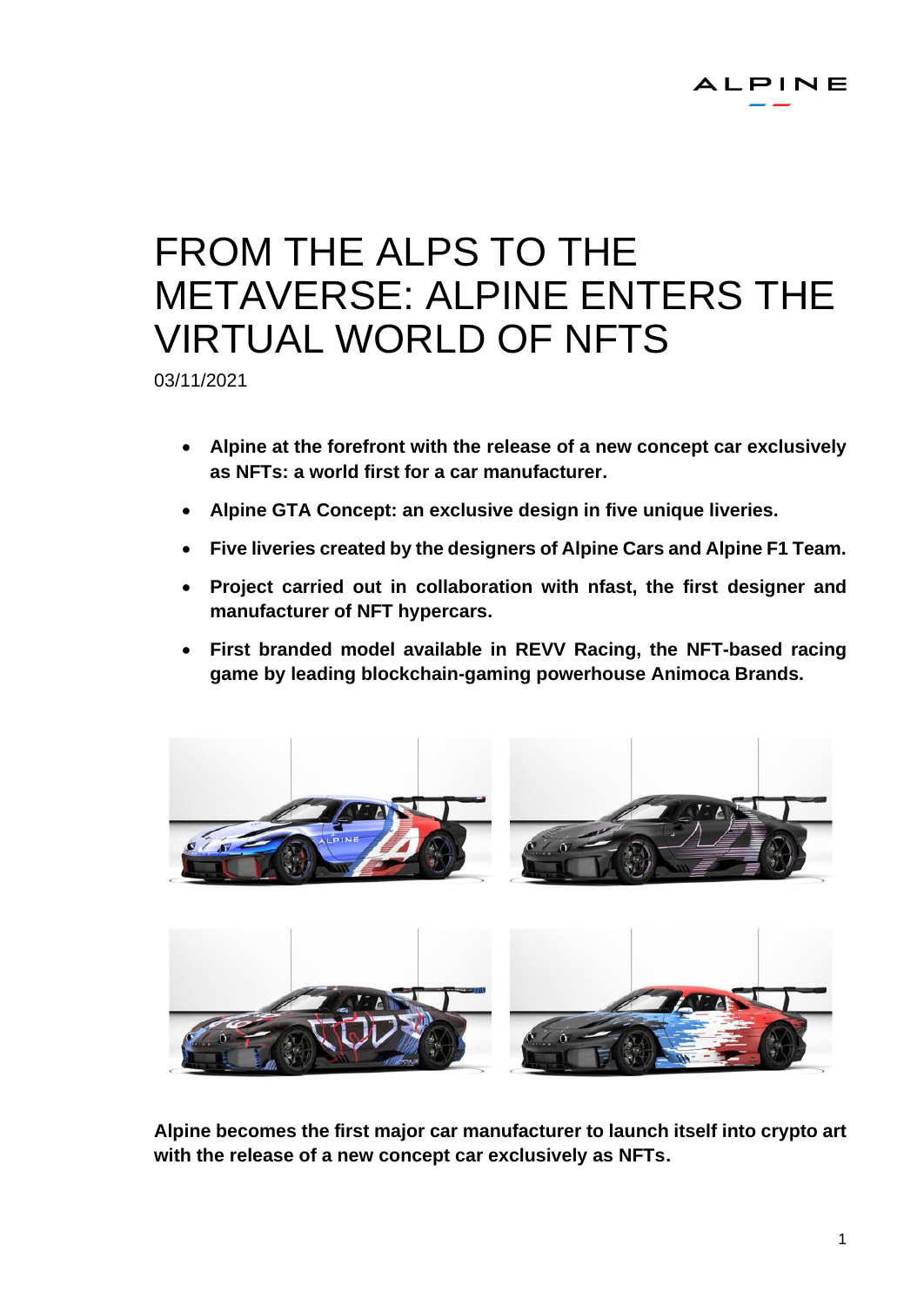# FROM THE ALPS TO THE METAVERSE: ALPINE ENTERS THE VIRTUAL WORLD OF NFTS

03/11/2021

- **Alpine at the forefront with the release of a new concept car exclusively as NFTs: a world first for a car manufacturer.**
- **Alpine GTA Concept: an exclusive design in five unique liveries.**
- **Five liveries created by the designers of Alpine Cars and Alpine F1 Team.**
- **Project carried out in collaboration with nfast, the first designer and manufacturer of NFT hypercars.**
- **First branded model available in REVV Racing, the NFT-based racing game by leading blockchain-gaming powerhouse Animoca Brands.**

**Alpine becomes the first major car manufacturer to launch itself into crypto art with the release of a new concept car exclusively as NFTs.**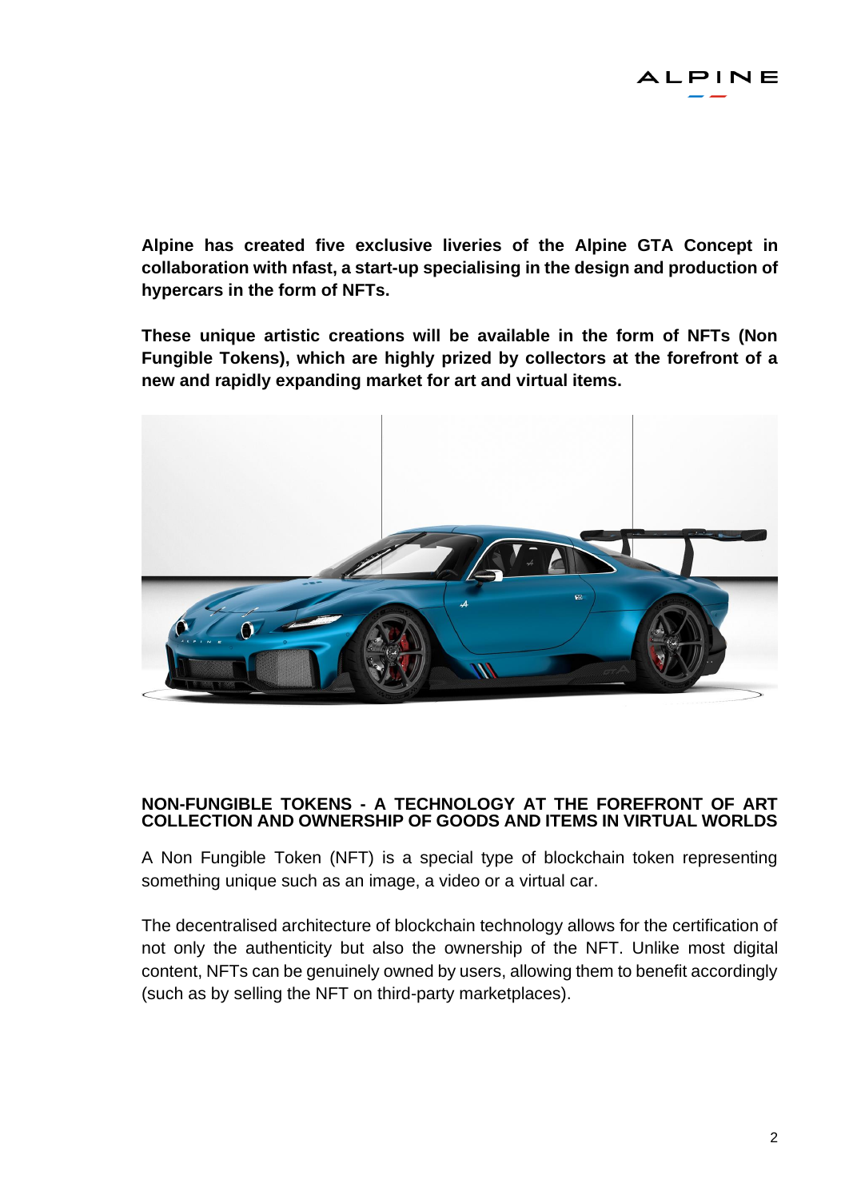**Alpine has created five exclusive liveries of the Alpine GTA Concept in collaboration with nfast, a start-up specialising in the design and production of hypercars in the form of NFTs.**

**These unique artistic creations will be available in the form of NFTs (Non Fungible Tokens), which are highly prized by collectors at the forefront of a new and rapidly expanding market for art and virtual items.**

## NON-FUNGIBLE TOKENS - A TECHNOLOGY AT THE FOREFRONT OF ART COLLECTION AND OWNERSHIP OF GOODS AND ITEMS IN VIRTUAL WORLDS

A Non Fungible Token (NFT) is a special type of blockchain token representing something unique such as an image, a video or a virtual car.

The decentralised architecture of blockchain technology allows for the certification of not only the authenticity but also the ownership of the NFT. Unlike most digital content, NFTs can be genuinely owned by users, allowing them to benefit accordingly (such as by selling the NFT on third-party marketplaces).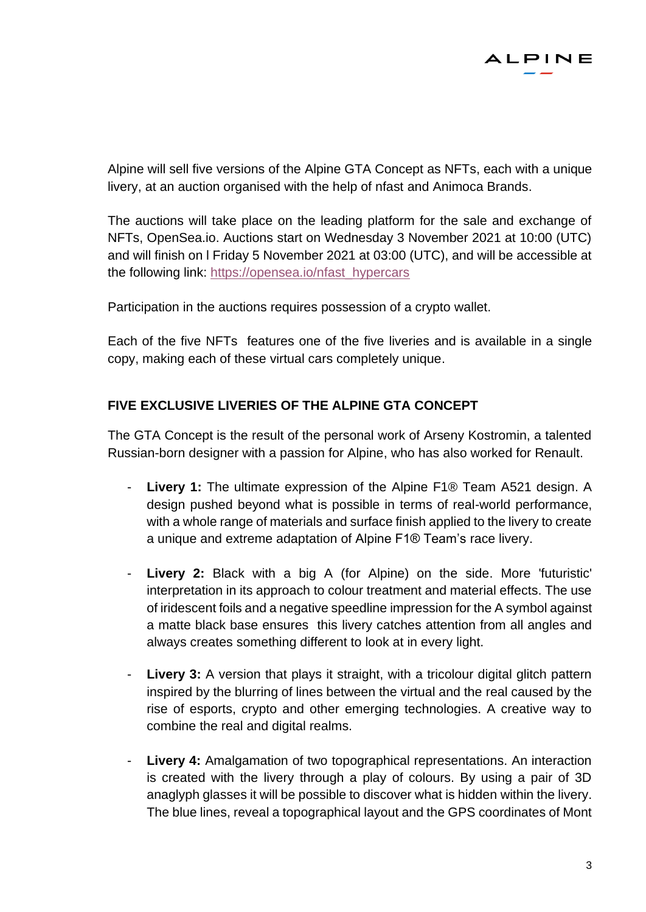Alpine will sell five versions of the Alpine GTA Concept as NFTs, each with a unique livery, at an auction organised with the help of nfast and Animoca Brands.

The auctions will take place on the leading platform for the sale and exchange of NFTs, OpenSea.io. Auctions start on Wednesday 3 November 2021 at 10:00 (UTC) and will finish on l Friday 5 November 2021 at 03:00 (UTC), and will be accessible at the following link: [https://opensea.io/nfast_hypercars](https://opensea.io/nfast_hypercars)

Participation in the auctions requires possession of a crypto wallet.

Each of the five NFTs features one of the five liveries and is available in a single copy, making each of these virtual cars completely unique.

**FIVE EXCLUSIVE LIVERIES OF THE ALPINE GTA CONCEPT**

The GTA Concept is the result of the personal work of Arseny Kostromin, a talented Russian-born designer with a passion for Alpine, who has also worked for Renault.

- **Livery 1:** The ultimate expression of the Alpine F1® Team A521 design. A design pushed beyond what is possible in terms of real-world performance, with a whole range of materials and surface finish applied to the livery to create a unique and extreme adaptation of Alpine F1® Team's race livery.

- **Livery 2:** Black with a big A (for Alpine) on the side. More 'futuristic' interpretation in its approach to colour treatment and material effects. The use of iridescent foils and a negative speedline impression for the A symbol against a matte black base ensures this livery catches attention from all angles and always creates something different to look at in every light.

- **Livery 3:** A version that plays it straight, with a tricolour digital glitch pattern inspired by the blurring of lines between the virtual and the real caused by the rise of esports, crypto and other emerging technologies. A creative way to combine the real and digital realms.

- **Livery 4:** Amalgamation of two topographical representations. An interaction is created with the livery through a play of colours. By using a pair of 3D anaglyph glasses it will be possible to discover what is hidden within the livery. The blue lines, reveal a topographical layout and the GPS coordinates of Mont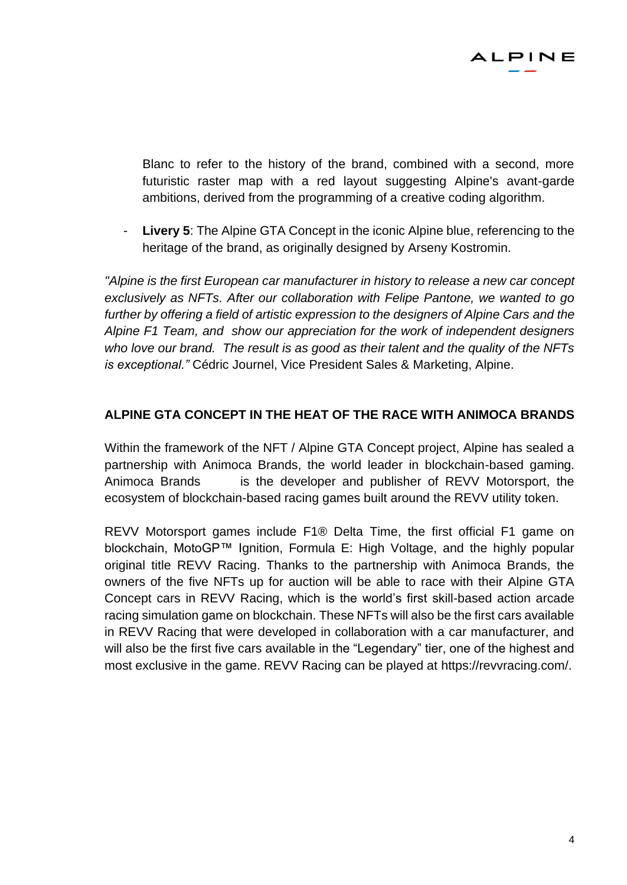Blanc to refer to the history of the brand, combined with a second, more futuristic raster map with a red layout suggesting Alpine's avant-garde ambitions, derived from the programming of a creative coding algorithm.

- **Livery 5**: The Alpine GTA Concept in the iconic Alpine blue, referencing to the heritage of the brand, as originally designed by Arseny Kostromin.

*"Alpine is the first European car manufacturer in history to release a new car concept exclusively as NFTs. After our collaboration with Felipe Pantone, we wanted to go further by offering a field of artistic expression to the designers of Alpine Cars and the Alpine F1 Team, and show our appreciation for the work of independent designers who love our brand. The result is as good as their talent and the quality of the NFTs is exceptional."* Cédric Journel, Vice President Sales & Marketing, Alpine.

**ALPINE GTA CONCEPT IN THE HEAT OF THE RACE WITH ANIMOCA BRANDS**

Within the framework of the NFT / Alpine GTA Concept project, Alpine has sealed a partnership with Animoca Brands, the world leader in blockchain-based gaming. Animoca Brands is the developer and publisher of REVV Motorsport, the ecosystem of blockchain-based racing games built around the REVV utility token.

REVV Motorsport games include F1® Delta Time, the first official F1 game on blockchain, MotoGP™ Ignition, Formula E: High Voltage, and the highly popular original title REVV Racing. Thanks to the partnership with Animoca Brands, the owners of the five NFTs up for auction will be able to race with their Alpine GTA Concept cars in REVV Racing, which is the world's first skill-based action arcade racing simulation game on blockchain. These NFTs will also be the first cars available in REVV Racing that were developed in collaboration with a car manufacturer, and will also be the first five cars available in the "Legendary" tier, one of the highest and most exclusive in the game. REVV Racing can be played at https://revvracing.com/.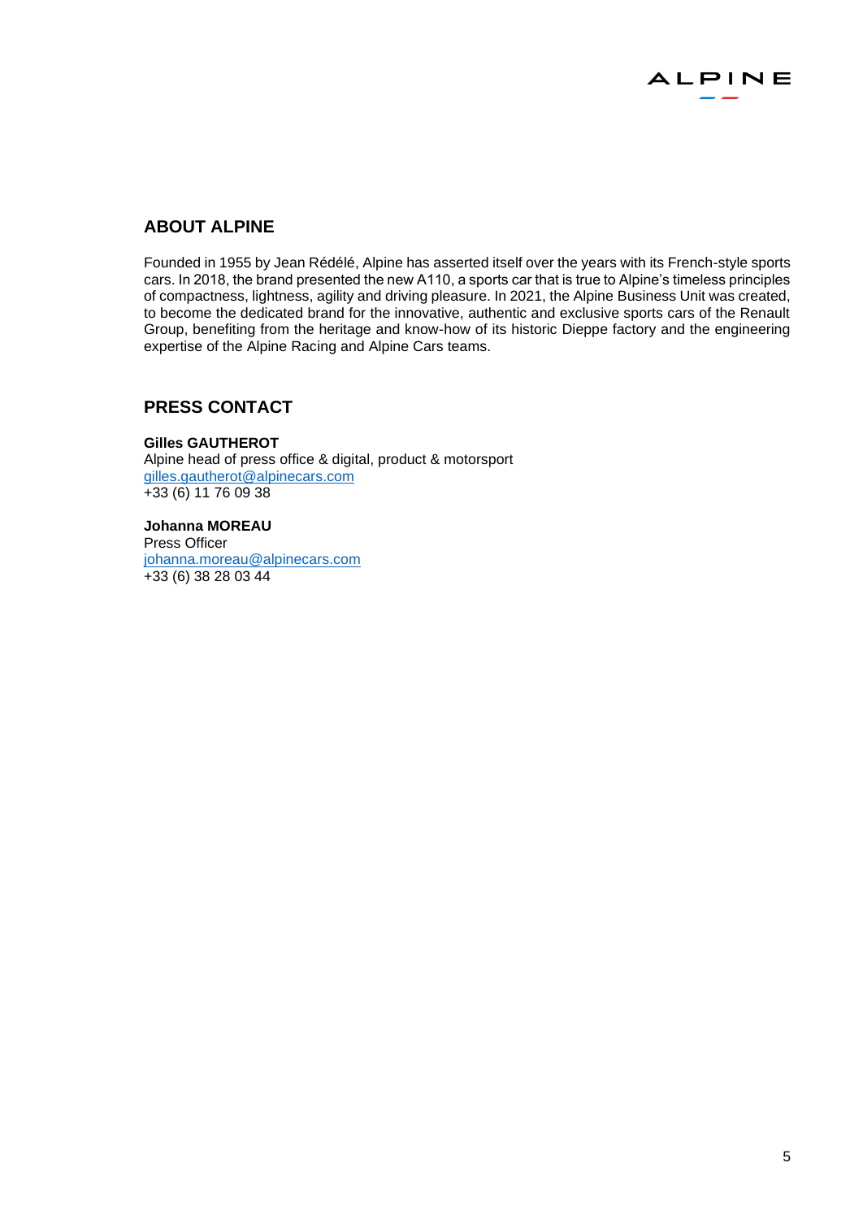## ABOUT ALPINE

Founded in 1955 by Jean Rédélé, Alpine has asserted itself over the years with its French-style sports cars. In 2018, the brand presented the new A110, a sports car that is true to Alpine's timeless principles of compactness, lightness, agility and driving pleasure. In 2021, the Alpine Business Unit was created, to become the dedicated brand for the innovative, authentic and exclusive sports cars of the Renault Group, benefiting from the heritage and know-how of its historic Dieppe factory and the engineering expertise of the Alpine Racing and Alpine Cars teams.

## PRESS CONTACT

**Gilles GAUTHEROT**
Alpine head of press office & digital, product & motorsport
gilles.gautherot@alpinecars.com
+33 (6) 11 76 09 38

**Johanna MOREAU**
Press Officer
johanna.moreau@alpinecars.com
+33 (6) 38 28 03 44